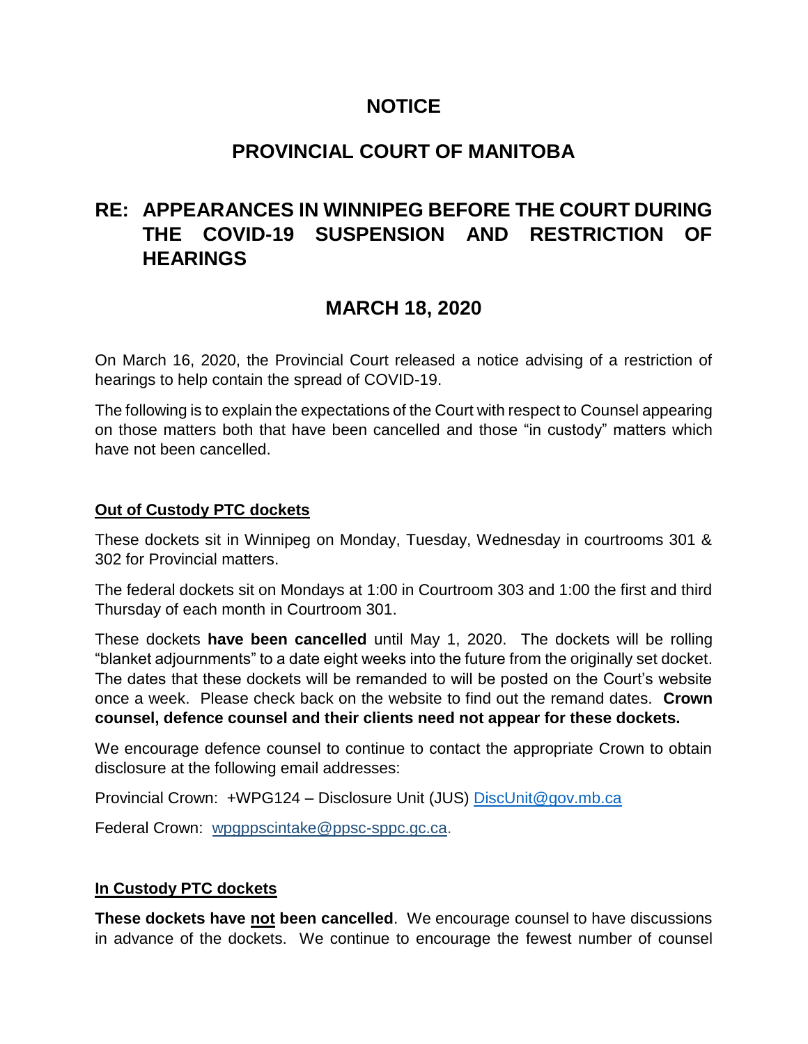# NOTICE

# PROVINCIAL COURT OF MANITOBA

## RE: APPEARANCES IN WINNIPEG BEFORE THE COURT DURING THE COVID-19 SUSPENSION AND RESTRICTION OF HEARINGS

## MARCH 18, 2020

On March 16, 2020, the Provincial Court released a notice advising of a restriction of hearings to help contain the spread of COVID-19.

The following is to explain the expectations of the Court with respect to Counsel appearing on those matters both that have been cancelled and those "in custody" matters which have not been cancelled.

### Out of Custody PTC dockets

These dockets sit in Winnipeg on Monday, Tuesday, Wednesday in courtrooms 301 & 302 for Provincial matters.

The federal dockets sit on Mondays at 1:00 in Courtroom 303 and 1:00 the first and third Thursday of each month in Courtroom 301.

These dockets **have been cancelled** until May 1, 2020. The dockets will be rolling "blanket adjournments" to a date eight weeks into the future from the originally set docket. The dates that these dockets will be remanded to will be posted on the Court's website once a week. Please check back on the website to find out the remand dates. **Crown counsel, defence counsel and their clients need not appear for these dockets.**

We encourage defence counsel to continue to contact the appropriate Crown to obtain disclosure at the following email addresses:

Provincial Crown: +WPG124 – Disclosure Unit (JUS) DiscUnit@gov.mb.ca

Federal Crown: wpgppscintake@ppsc-sppc.gc.ca.

### In Custody PTC dockets

**These dockets have not been cancelled**. We encourage counsel to have discussions in advance of the dockets. We continue to encourage the fewest number of counsel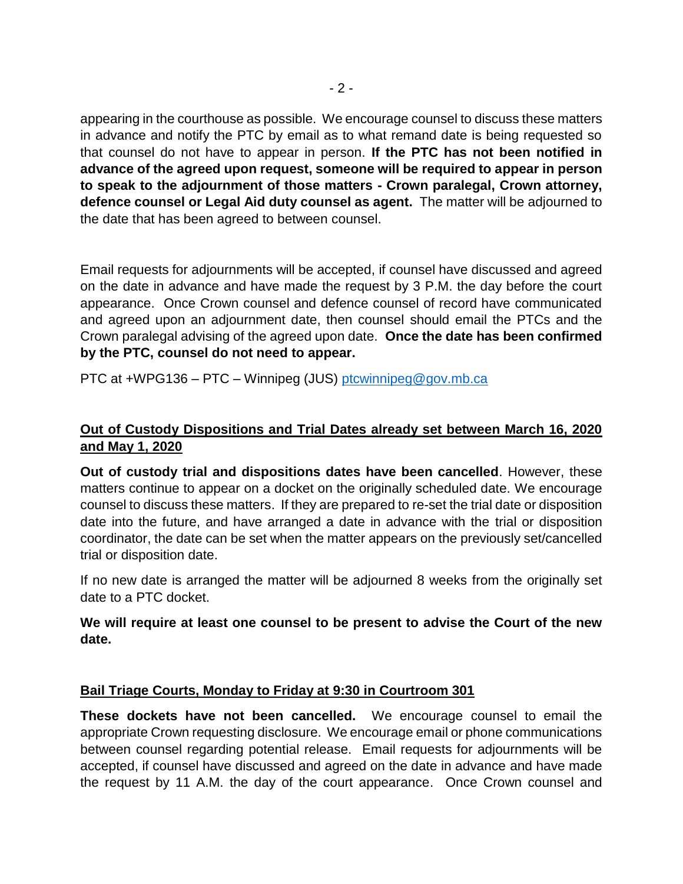appearing in the courthouse as possible. We encourage counsel to discuss these matters in advance and notify the PTC by email as to what remand date is being requested so that counsel do not have to appear in person. **If the PTC has not been notified in advance of the agreed upon request, someone will be required to appear in person to speak to the adjournment of those matters - Crown paralegal, Crown attorney, defence counsel or Legal Aid duty counsel as agent.** The matter will be adjourned to the date that has been agreed to between counsel.

Email requests for adjournments will be accepted, if counsel have discussed and agreed on the date in advance and have made the request by 3 P.M. the day before the court appearance. Once Crown counsel and defence counsel of record have communicated and agreed upon an adjournment date, then counsel should email the PTCs and the Crown paralegal advising of the agreed upon date. **Once the date has been confirmed by the PTC, counsel do not need to appear.**

PTC at +WPG136 – PTC – Winnipeg (JUS) ptcwinnipeg@gov.mb.ca

**Out of Custody Dispositions and Trial Dates already set between March 16, 2020 and May 1, 2020**

**Out of custody trial and dispositions dates have been cancelled**. However, these matters continue to appear on a docket on the originally scheduled date. We encourage counsel to discuss these matters. If they are prepared to re-set the trial date or disposition date into the future, and have arranged a date in advance with the trial or disposition coordinator, the date can be set when the matter appears on the previously set/cancelled trial or disposition date.

If no new date is arranged the matter will be adjourned 8 weeks from the originally set date to a PTC docket.

**We will require at least one counsel to be present to advise the Court of the new date.**

**Bail Triage Courts, Monday to Friday at 9:30 in Courtroom 301**

**These dockets have not been cancelled.** We encourage counsel to email the appropriate Crown requesting disclosure. We encourage email or phone communications between counsel regarding potential release. Email requests for adjournments will be accepted, if counsel have discussed and agreed on the date in advance and have made the request by 11 A.M. the day of the court appearance. Once Crown counsel and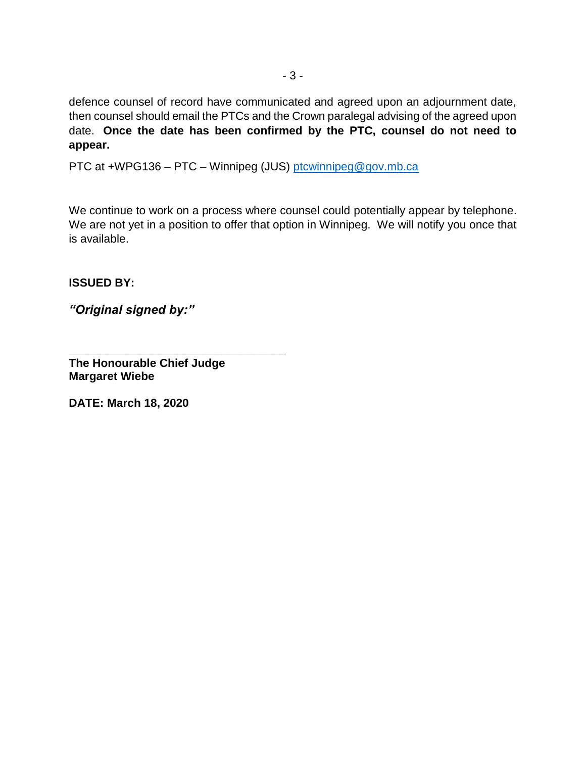defence counsel of record have communicated and agreed upon an adjournment date, then counsel should email the PTCs and the Crown paralegal advising of the agreed upon date. **Once the date has been confirmed by the PTC, counsel do not need to appear.**

PTC at +WPG136 – PTC – Winnipeg (JUS) [ptcwinnipeg@gov.mb.ca](mailto:ptcwinnipeg@gov.mb.ca)

We continue to work on a process where counsel could potentially appear by telephone. We are not yet in a position to offer that option in Winnipeg. We will notify you once that is available.

**ISSUED BY:**

***"Original signed by:"***

\_\_\_\_\_\_\_\_\_\_\_\_\_\_\_\_\_\_\_\_\_\_\_\_\_\_\_\_\_\_\_\_\_\_\_

**The Honourable Chief Judge**
**Margaret Wiebe**

**DATE: March 18, 2020**